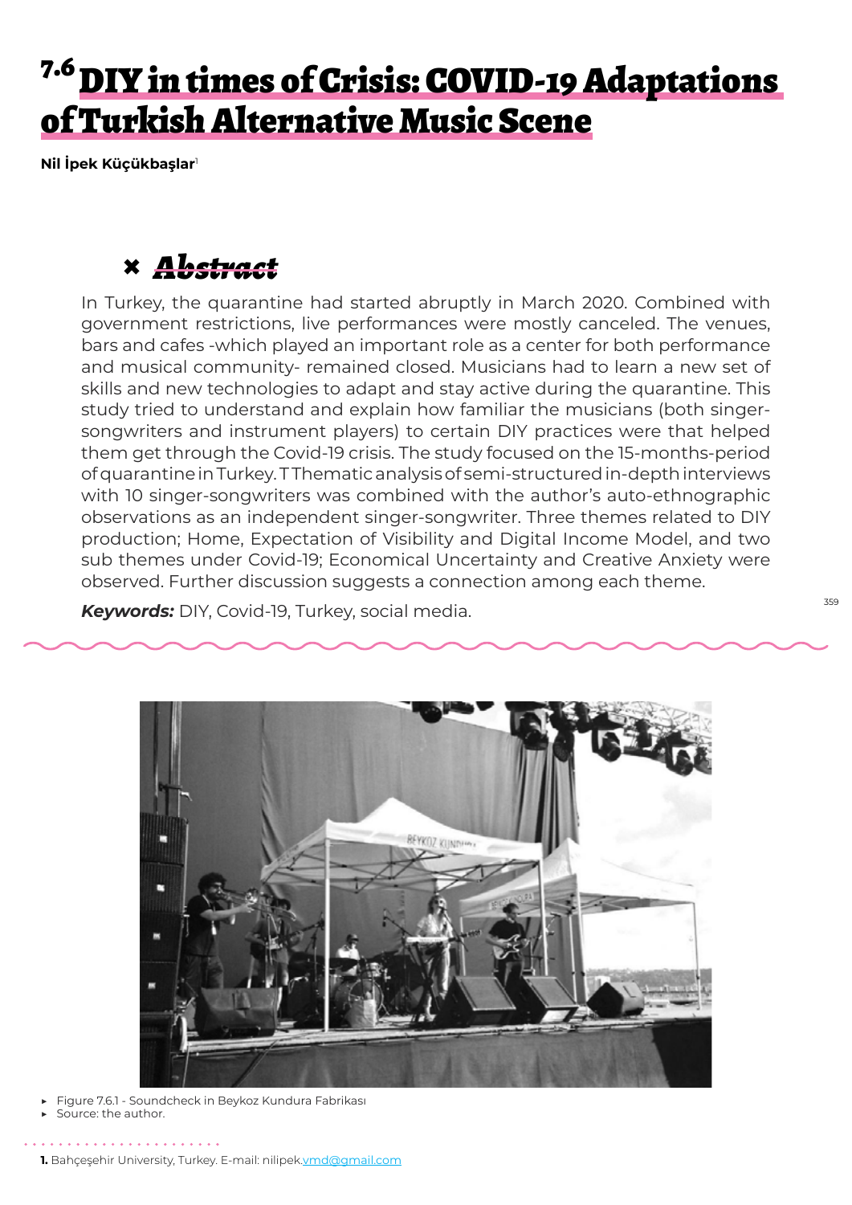# 7.6 DIY in times of Crisis: COVID-19 Adaptations of Turkish Alternative Music Scene

**Nil İpek Küçükbaşlar**[1]

## Abstract

In Turkey, the quarantine had started abruptly in March 2020. Combined with government restrictions, live performances were mostly canceled. The venues, bars and cafes -which played an important role as a center for both performance and musical community- remained closed. Musicians had to learn a new set of skills and new technologies to adapt and stay active during the quarantine. This study tried to understand and explain how familiar the musicians (both singer-songwriters and instrument players) to certain DIY practices were that helped them get through the Covid-19 crisis. The study focused on the 15-months-period of quarantine in Turkey. T Thematic analysis of semi-structured in-depth interviews with 10 singer-songwriters was combined with the author's auto-ethnographic observations as an independent singer-songwriter. Three themes related to DIY production; Home, Expectation of Visibility and Digital Income Model, and two sub themes under Covid-19; Economical Uncertainty and Creative Anxiety were observed. Further discussion suggests a connection among each theme.

***Keywords:*** DIY, Covid-19, Turkey, social media.

- Figure 7.6.1 - Soundcheck in Beykoz Kundura Fabrikası
- Source: the author.

**1.** Bahçeşehir University, Turkey. E-mail: nilipek.vmd@gmail.com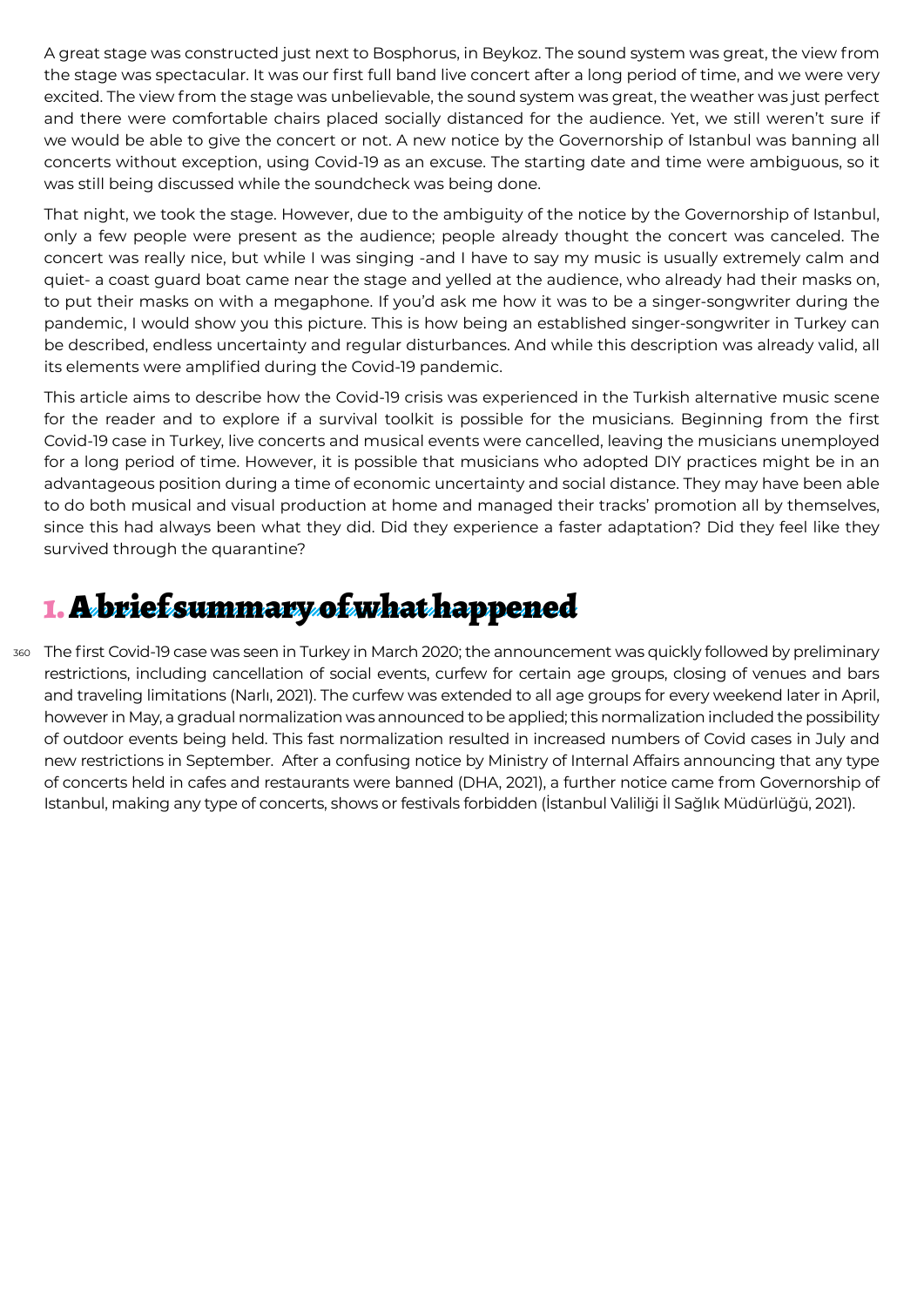A great stage was constructed just next to Bosphorus, in Beykoz. The sound system was great, the view from the stage was spectacular. It was our first full band live concert after a long period of time, and we were very excited. The view from the stage was unbelievable, the sound system was great, the weather was just perfect and there were comfortable chairs placed socially distanced for the audience. Yet, we still weren't sure if we would be able to give the concert or not. A new notice by the Governorship of Istanbul was banning all concerts without exception, using Covid-19 as an excuse. The starting date and time were ambiguous, so it was still being discussed while the soundcheck was being done.

That night, we took the stage. However, due to the ambiguity of the notice by the Governorship of Istanbul, only a few people were present as the audience; people already thought the concert was canceled. The concert was really nice, but while I was singing -and I have to say my music is usually extremely calm and quiet- a coast guard boat came near the stage and yelled at the audience, who already had their masks on, to put their masks on with a megaphone. If you'd ask me how it was to be a singer-songwriter during the pandemic, I would show you this picture. This is how being an established singer-songwriter in Turkey can be described, endless uncertainty and regular disturbances. And while this description was already valid, all its elements were amplified during the Covid-19 pandemic.

This article aims to describe how the Covid-19 crisis was experienced in the Turkish alternative music scene for the reader and to explore if a survival toolkit is possible for the musicians. Beginning from the first Covid-19 case in Turkey, live concerts and musical events were cancelled, leaving the musicians unemployed for a long period of time. However, it is possible that musicians who adopted DIY practices might be in an advantageous position during a time of economic uncertainty and social distance. They may have been able to do both musical and visual production at home and managed their tracks' promotion all by themselves, since this had always been what they did. Did they experience a faster adaptation? Did they feel like they survived through the quarantine?

## 1. A brief summary of what happened

The first Covid-19 case was seen in Turkey in March 2020; the announcement was quickly followed by preliminary restrictions, including cancellation of social events, curfew for certain age groups, closing of venues and bars and traveling limitations (Narlı, 2021). The curfew was extended to all age groups for every weekend later in April, however in May, a gradual normalization was announced to be applied; this normalization included the possibility of outdoor events being held. This fast normalization resulted in increased numbers of Covid cases in July and new restrictions in September. After a confusing notice by Ministry of Internal Affairs announcing that any type of concerts held in cafes and restaurants were banned (DHA, 2021), a further notice came from Governorship of Istanbul, making any type of concerts, shows or festivals forbidden (İstanbul Valiliği İl Sağlık Müdürlüğü, 2021).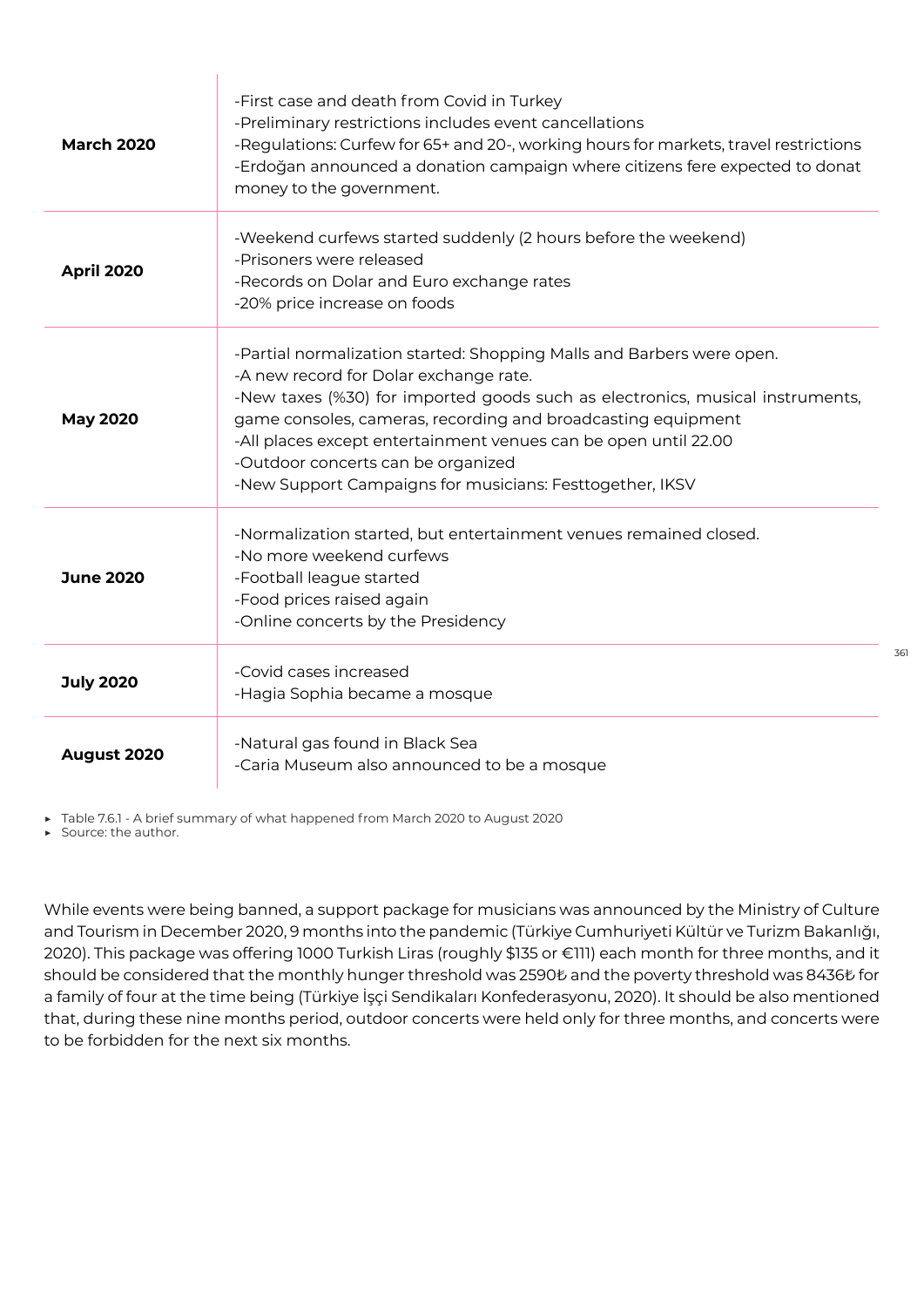| | |
|---|---|
| **March 2020** | -First case and death from Covid in Turkey<br>-Preliminary restrictions includes event cancellations<br>-Regulations: Curfew for 65+ and 20-, working hours for markets, travel restrictions<br>-Erdoğan announced a donation campaign where citizens fere expected to donat money to the government. |
| **April 2020** | -Weekend curfews started suddenly (2 hours before the weekend)<br>-Prisoners were released<br>-Records on Dolar and Euro exchange rates<br>-20% price increase on foods |
| **May 2020** | -Partial normalization started: Shopping Malls and Barbers were open.<br>-A new record for Dolar exchange rate.<br>-New taxes (%30) for imported goods such as electronics, musical instruments, game consoles, cameras, recording and broadcasting equipment<br>-All places except entertainment venues can be open until 22.00<br>-Outdoor concerts can be organized<br>-New Support Campaigns for musicians: Festtogether, IKSV |
| **June 2020** | -Normalization started, but entertainment venues remained closed.<br>-No more weekend curfews<br>-Football league started<br>-Food prices raised again<br>-Online concerts by the Presidency |
| **July 2020** | -Covid cases increased<br>-Hagia Sophia became a mosque |
| **August 2020** | -Natural gas found in Black Sea<br>-Caria Museum also announced to be a mosque |

- Table 7.6.1 - A brief summary of what happened from March 2020 to August 2020
- Source: the author.

While events were being banned, a support package for musicians was announced by the Ministry of Culture and Tourism in December 2020, 9 months into the pandemic (Türkiye Cumhuriyeti Kültür ve Turizm Bakanlığı, 2020). This package was offering 1000 Turkish Liras (roughly $135 or €111) each month for three months, and it should be considered that the monthly hunger threshold was 2590₺ and the poverty threshold was 8436₺ for a family of four at the time being (Türkiye İşçi Sendikaları Konfederasyonu, 2020). It should be also mentioned that, during these nine months period, outdoor concerts were held only for three months, and concerts were to be forbidden for the next six months.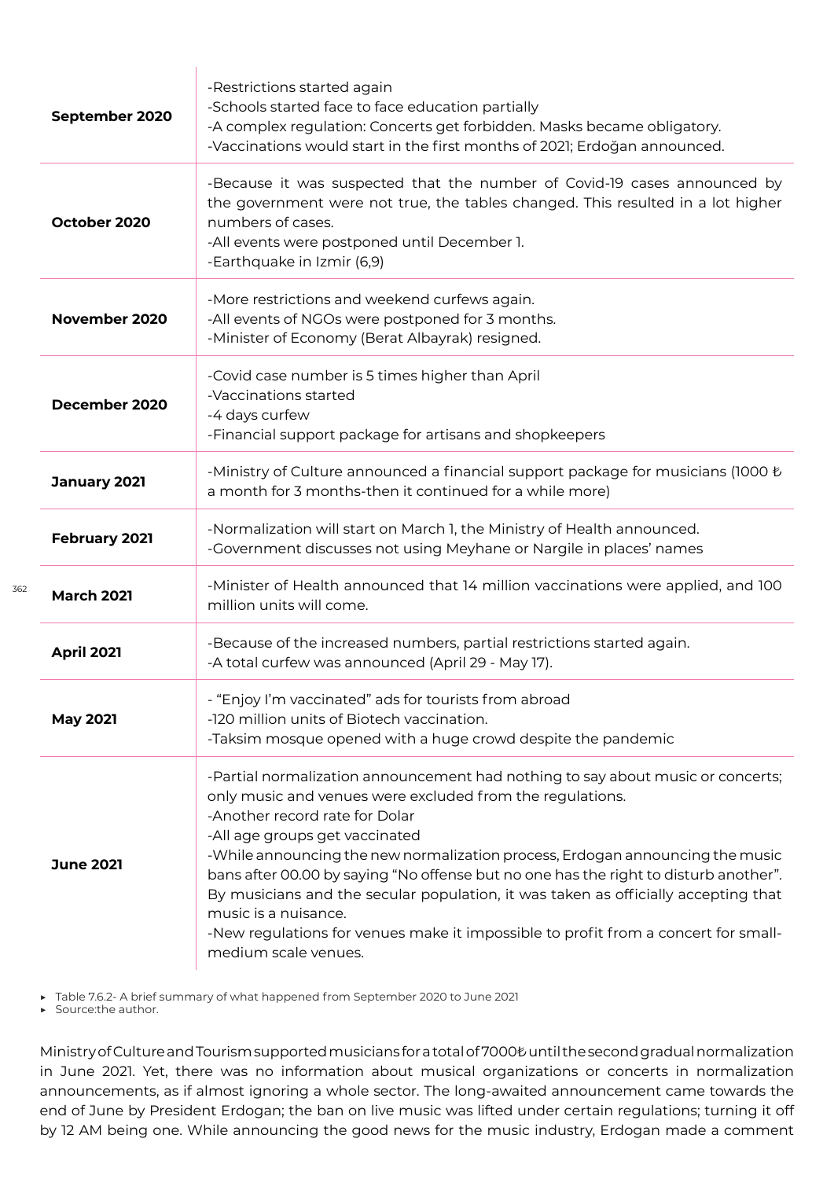| | |
|---|---|
| **September 2020** | -Restrictions started again<br>-Schools started face to face education partially<br>-A complex regulation: Concerts get forbidden. Masks became obligatory.<br>-Vaccinations would start in the first months of 2021; Erdoğan announced. |
| **October 2020** | -Because it was suspected that the number of Covid-19 cases announced by the government were not true, the tables changed. This resulted in a lot higher numbers of cases.<br>-All events were postponed until December 1.<br>-Earthquake in Izmir (6,9) |
| **November 2020** | -More restrictions and weekend curfews again.<br>-All events of NGOs were postponed for 3 months.<br>-Minister of Economy (Berat Albayrak) resigned. |
| **December 2020** | -Covid case number is 5 times higher than April<br>-Vaccinations started<br>-4 days curfew<br>-Financial support package for artisans and shopkeepers |
| **January 2021** | -Ministry of Culture announced a financial support package for musicians (1000 ₺ a month for 3 months-then it continued for a while more) |
| **February 2021** | -Normalization will start on March 1, the Ministry of Health announced.<br>-Government discusses not using Meyhane or Nargile in places' names |
| **March 2021** | -Minister of Health announced that 14 million vaccinations were applied, and 100 million units will come. |
| **April 2021** | -Because of the increased numbers, partial restrictions started again.<br>-A total curfew was announced (April 29 - May 17). |
| **May 2021** | - "Enjoy I'm vaccinated" ads for tourists from abroad<br>-120 million units of Biotech vaccination.<br>-Taksim mosque opened with a huge crowd despite the pandemic |
| **June 2021** | -Partial normalization announcement had nothing to say about music or concerts; only music and venues were excluded from the regulations.<br>-Another record rate for Dolar<br>-All age groups get vaccinated<br>-While announcing the new normalization process, Erdogan announcing the music bans after 00.00 by saying "No offense but no one has the right to disturb another". By musicians and the secular population, it was taken as officially accepting that music is a nuisance.<br>-New regulations for venues make it impossible to profit from a concert for small-medium scale venues. |

- Table 7.6.2- A brief summary of what happened from September 2020 to June 2021
- Source:the author.

Ministry of Culture and Tourism supported musicians for a total of 7000₺ until the second gradual normalization in June 2021. Yet, there was no information about musical organizations or concerts in normalization announcements, as if almost ignoring a whole sector. The long-awaited announcement came towards the end of June by President Erdogan; the ban on live music was lifted under certain regulations; turning it off by 12 AM being one. While announcing the good news for the music industry, Erdogan made a comment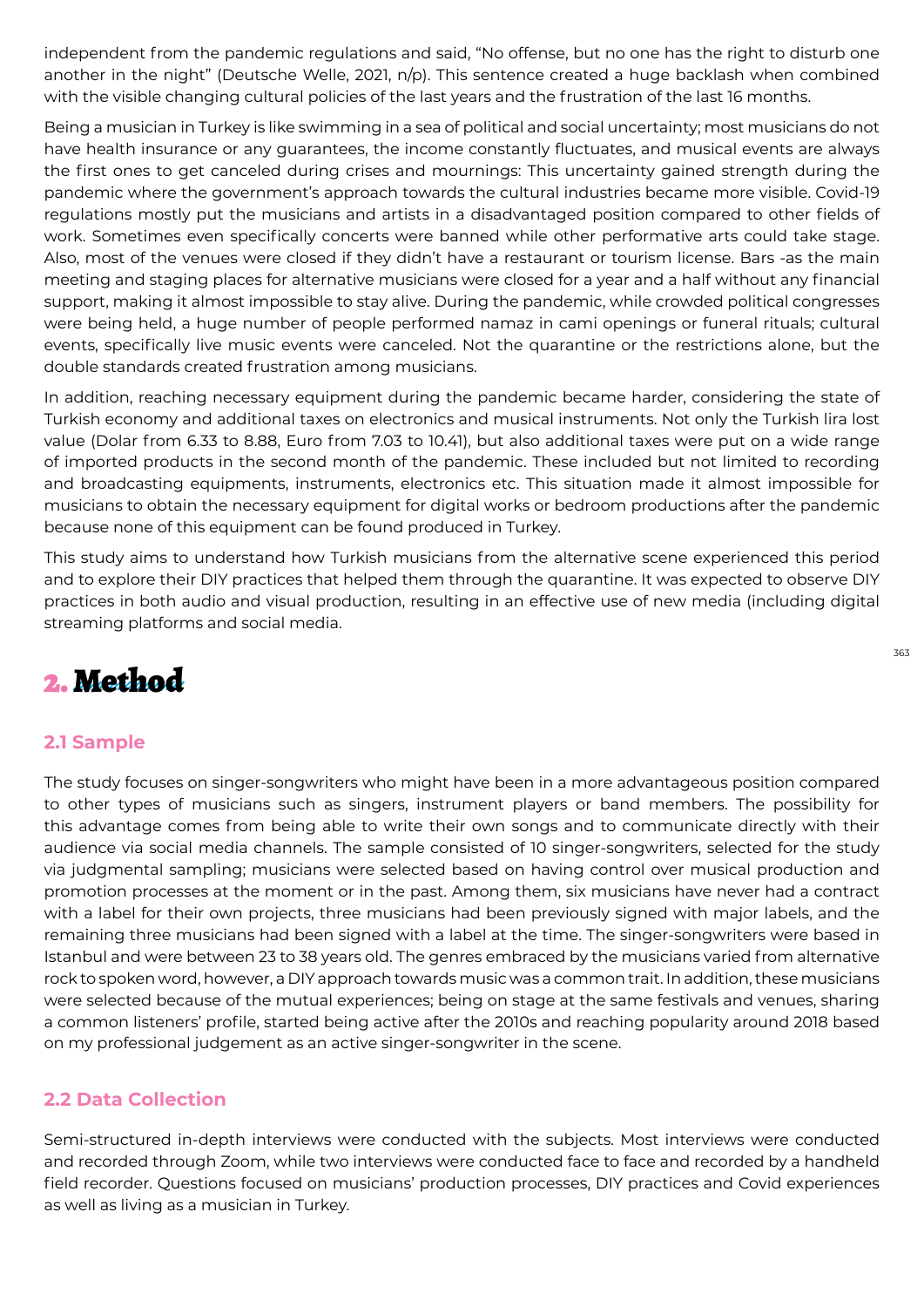independent from the pandemic regulations and said, “No offense, but no one has the right to disturb one another in the night” (Deutsche Welle, 2021, n/p). This sentence created a huge backlash when combined with the visible changing cultural policies of the last years and the frustration of the last 16 months.

Being a musician in Turkey is like swimming in a sea of political and social uncertainty; most musicians do not have health insurance or any guarantees, the income constantly fluctuates, and musical events are always the first ones to get canceled during crises and mournings: This uncertainty gained strength during the pandemic where the government’s approach towards the cultural industries became more visible. Covid-19 regulations mostly put the musicians and artists in a disadvantaged position compared to other fields of work. Sometimes even specifically concerts were banned while other performative arts could take stage. Also, most of the venues were closed if they didn’t have a restaurant or tourism license. Bars -as the main meeting and staging places for alternative musicians were closed for a year and a half without any financial support, making it almost impossible to stay alive. During the pandemic, while crowded political congresses were being held, a huge number of people performed namaz in cami openings or funeral rituals; cultural events, specifically live music events were canceled. Not the quarantine or the restrictions alone, but the double standards created frustration among musicians.

In addition, reaching necessary equipment during the pandemic became harder, considering the state of Turkish economy and additional taxes on electronics and musical instruments. Not only the Turkish lira lost value (Dolar from 6.33 to 8.88, Euro from 7.03 to 10.41), but also additional taxes were put on a wide range of imported products in the second month of the pandemic. These included but not limited to recording and broadcasting equipments, instruments, electronics etc. This situation made it almost impossible for musicians to obtain the necessary equipment for digital works or bedroom productions after the pandemic because none of this equipment can be found produced in Turkey.

This study aims to understand how Turkish musicians from the alternative scene experienced this period and to explore their DIY practices that helped them through the quarantine. It was expected to observe DIY practices in both audio and visual production, resulting in an effective use of new media (including digital streaming platforms and social media.

# 2. Method

## 2.1 Sample

The study focuses on singer-songwriters who might have been in a more advantageous position compared to other types of musicians such as singers, instrument players or band members. The possibility for this advantage comes from being able to write their own songs and to communicate directly with their audience via social media channels. The sample consisted of 10 singer-songwriters, selected for the study via judgmental sampling; musicians were selected based on having control over musical production and promotion processes at the moment or in the past. Among them, six musicians have never had a contract with a label for their own projects, three musicians had been previously signed with major labels, and the remaining three musicians had been signed with a label at the time. The singer-songwriters were based in Istanbul and were between 23 to 38 years old. The genres embraced by the musicians varied from alternative rock to spoken word, however, a DIY approach towards music was a common trait. In addition, these musicians were selected because of the mutual experiences; being on stage at the same festivals and venues, sharing a common listeners’ profile, started being active after the 2010s and reaching popularity around 2018 based on my professional judgement as an active singer-songwriter in the scene.

## 2.2 Data Collection

Semi-structured in-depth interviews were conducted with the subjects. Most interviews were conducted and recorded through Zoom, while two interviews were conducted face to face and recorded by a handheld field recorder. Questions focused on musicians’ production processes, DIY practices and Covid experiences as well as living as a musician in Turkey.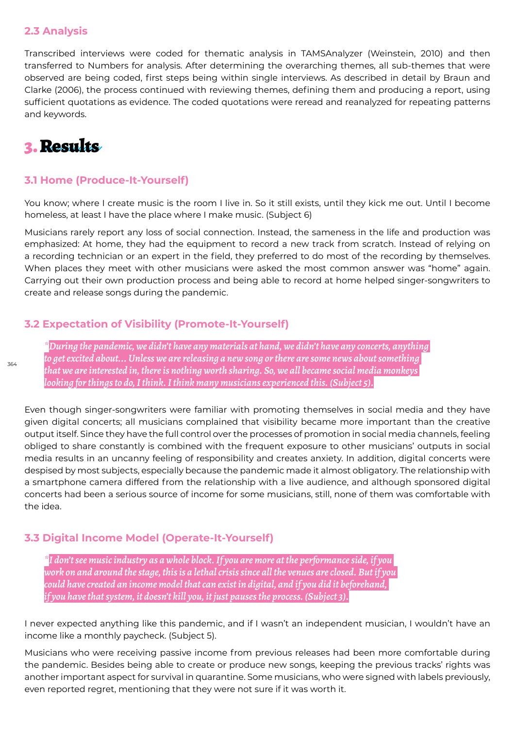### 2.3 Analysis

Transcribed interviews were coded for thematic analysis in TAMSAnalyzer (Weinstein, 2010) and then transferred to Numbers for analysis. After determining the overarching themes, all sub-themes that were observed are being coded, first steps being within single interviews. As described in detail by Braun and Clarke (2006), the process continued with reviewing themes, defining them and producing a report, using sufficient quotations as evidence. The coded quotations were reread and reanalyzed for repeating patterns and keywords.

# 3. Results

### 3.1 Home (Produce-It-Yourself)

You know; where I create music is the room I live in. So it still exists, until they kick me out. Until I become homeless, at least I have the place where I make music. (Subject 6)

Musicians rarely report any loss of social connection. Instead, the sameness in the life and production was emphasized: At home, they had the equipment to record a new track from scratch. Instead of relying on a recording technician or an expert in the field, they preferred to do most of the recording by themselves. When places they meet with other musicians were asked the most common answer was "home" again. Carrying out their own production process and being able to record at home helped singer-songwriters to create and release songs during the pandemic.

### 3.2 Expectation of Visibility (Promote-It-Yourself)

> *\*During the pandemic, we didn't have any materials at hand, we didn't have any concerts, anything to get excited about… Unless we are releasing a new song or there are some news about something that we are interested in, there is nothing worth sharing. So, we all became social media monkeys looking for things to do, I think. I think many musicians experienced this. (Subject 5).*

Even though singer-songwriters were familiar with promoting themselves in social media and they have given digital concerts; all musicians complained that visibility became more important than the creative output itself. Since they have the full control over the processes of promotion in social media channels, feeling obliged to share constantly is combined with the frequent exposure to other musicians' outputs in social media results in an uncanny feeling of responsibility and creates anxiety. In addition, digital concerts were despised by most subjects, especially because the pandemic made it almost obligatory. The relationship with a smartphone camera differed from the relationship with a live audience, and although sponsored digital concerts had been a serious source of income for some musicians, still, none of them was comfortable with the idea.

### 3.3 Digital Income Model (Operate-It-Yourself)

> *\*I don't see music industry as a whole block. If you are more at the performance side, if you work on and around the stage, this is a lethal crisis since all the venues are closed. But if you could have created an income model that can exist in digital, and if you did it beforehand, if you have that system, it doesn't kill you, it just pauses the process. (Subject 3).*

I never expected anything like this pandemic, and if I wasn't an independent musician, I wouldn't have an income like a monthly paycheck. (Subject 5).

Musicians who were receiving passive income from previous releases had been more comfortable during the pandemic. Besides being able to create or produce new songs, keeping the previous tracks' rights was another important aspect for survival in quarantine. Some musicians, who were signed with labels previously, even reported regret, mentioning that they were not sure if it was worth it.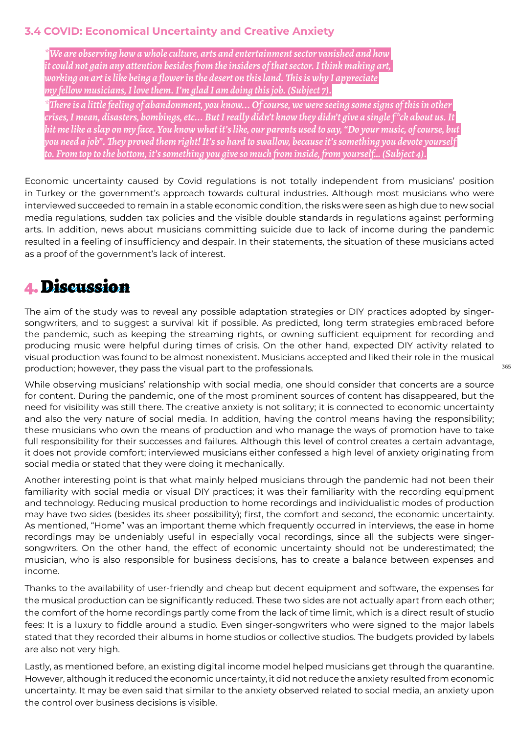### 3.4 COVID: Economical Uncertainty and Creative Anxiety

> *We are observing how a whole culture, arts and entertainment sector vanished and how it could not gain any attention besides from the insiders of that sector. I think making art, working on art is like being a flower in the desert on this land. This is why I appreciate my fellow musicians, I love them. I'm glad I am doing this job. (Subject 7).*

> *There is a little feeling of abandonment, you know… Of course, we were seeing some signs of this in other crises, I mean, disasters, bombings, etc… But I really didn't know they didn't give a single f*ck about us. It hit me like a slap on my face. You know what it's like, our parents used to say, "Do your music, of course, but you need a job". They proved them right! It's so hard to swallow, because it's something you devote yourself to. From top to the bottom, it's something you give so much from inside, from yourself... (Subject 4).*

Economic uncertainty caused by Covid regulations is not totally independent from musicians' position in Turkey or the government's approach towards cultural industries. Although most musicians who were interviewed succeeded to remain in a stable economic condition, the risks were seen as high due to new social media regulations, sudden tax policies and the visible double standards in regulations against performing arts. In addition, news about musicians committing suicide due to lack of income during the pandemic resulted in a feeling of insufficiency and despair. In their statements, the situation of these musicians acted as a proof of the government's lack of interest.

# 4. Discussion

The aim of the study was to reveal any possible adaptation strategies or DIY practices adopted by singer-songwriters, and to suggest a survival kit if possible. As predicted, long term strategies embraced before the pandemic, such as keeping the streaming rights, or owning sufficient equipment for recording and producing music were helpful during times of crisis. On the other hand, expected DIY activity related to visual production was found to be almost nonexistent. Musicians accepted and liked their role in the musical production; however, they pass the visual part to the professionals.

While observing musicians' relationship with social media, one should consider that concerts are a source for content. During the pandemic, one of the most prominent sources of content has disappeared, but the need for visibility was still there. The creative anxiety is not solitary; it is connected to economic uncertainty and also the very nature of social media. In addition, having the control means having the responsibility; these musicians who own the means of production and who manage the ways of promotion have to take full responsibility for their successes and failures. Although this level of control creates a certain advantage, it does not provide comfort; interviewed musicians either confessed a high level of anxiety originating from social media or stated that they were doing it mechanically.

Another interesting point is that what mainly helped musicians through the pandemic had not been their familiarity with social media or visual DIY practices; it was their familiarity with the recording equipment and technology. Reducing musical production to home recordings and individualistic modes of production may have two sides (besides its sheer possibility); first, the comfort and second, the economic uncertainty. As mentioned, "Home" was an important theme which frequently occurred in interviews, the ease in home recordings may be undeniably useful in especially vocal recordings, since all the subjects were singer-songwriters. On the other hand, the effect of economic uncertainty should not be underestimated; the musician, who is also responsible for business decisions, has to create a balance between expenses and income.

Thanks to the availability of user-friendly and cheap but decent equipment and software, the expenses for the musical production can be significantly reduced. These two sides are not actually apart from each other; the comfort of the home recordings partly come from the lack of time limit, which is a direct result of studio fees: It is a luxury to fiddle around a studio. Even singer-songwriters who were signed to the major labels stated that they recorded their albums in home studios or collective studios. The budgets provided by labels are also not very high.

Lastly, as mentioned before, an existing digital income model helped musicians get through the quarantine. However, although it reduced the economic uncertainty, it did not reduce the anxiety resulted from economic uncertainty. It may be even said that similar to the anxiety observed related to social media, an anxiety upon the control over business decisions is visible.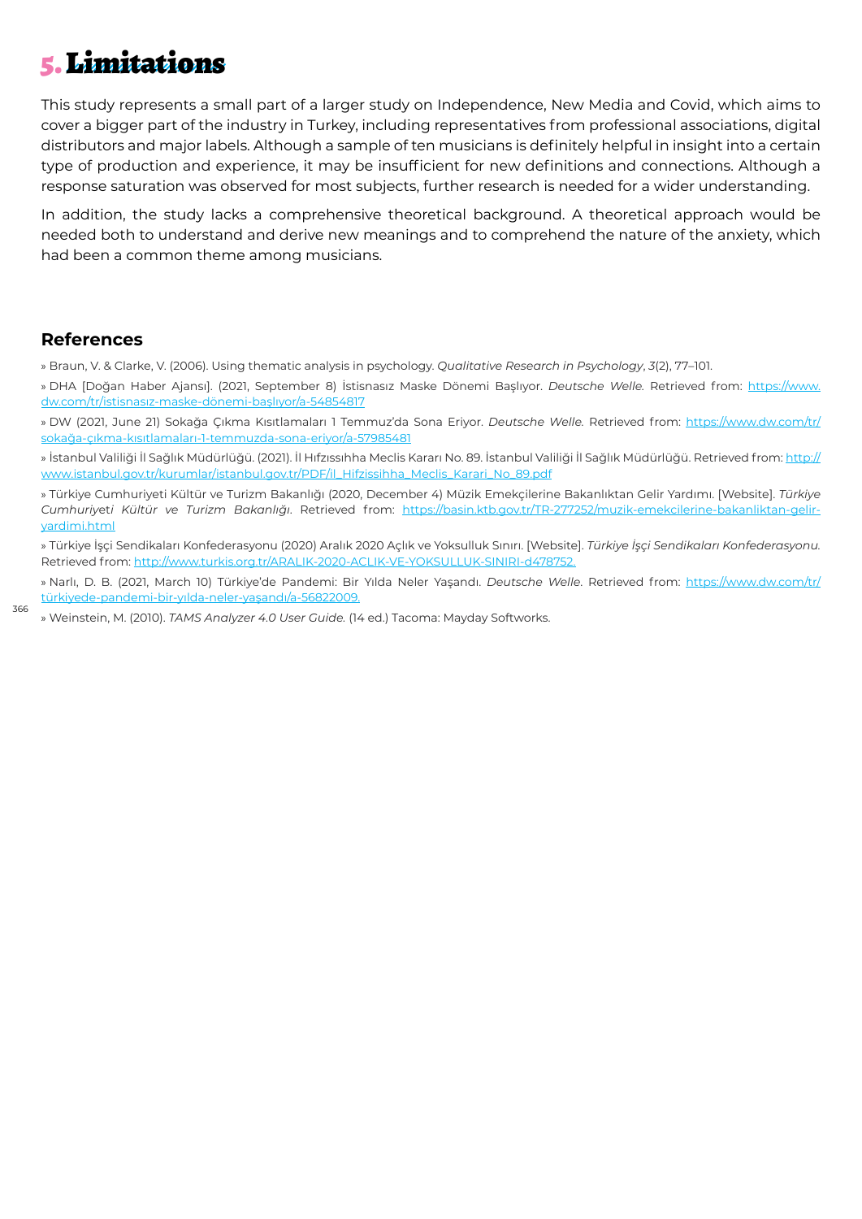# 5. Limitations

This study represents a small part of a larger study on Independence, New Media and Covid, which aims to cover a bigger part of the industry in Turkey, including representatives from professional associations, digital distributors and major labels. Although a sample of ten musicians is definitely helpful in insight into a certain type of production and experience, it may be insufficient for new definitions and connections. Although a response saturation was observed for most subjects, further research is needed for a wider understanding.

In addition, the study lacks a comprehensive theoretical background. A theoretical approach would be needed both to understand and derive new meanings and to comprehend the nature of the anxiety, which had been a common theme among musicians.

## References

» Braun, V. & Clarke, V. (2006). Using thematic analysis in psychology. *Qualitative Research in Psychology*, *3*(2), 77–101.

» DHA [Doğan Haber Ajansı]. (2021, September 8) İstisnasız Maske Dönemi Başlıyor. *Deutsche Welle.* Retrieved from: https://www.dw.com/tr/istisnasız-maske-dönemi-başlıyor/a-54854817

» DW (2021, June 21) Sokağa Çıkma Kısıtlamaları 1 Temmuz'da Sona Eriyor. *Deutsche Welle.* Retrieved from: https://www.dw.com/tr/sokağa-çıkma-kısıtlamaları-1-temmuzda-sona-eriyor/a-57985481

» İstanbul Valiliği İl Sağlık Müdürlüğü. (2021). İl Hıfzıssıhha Meclis Kararı No. 89. İstanbul Valiliği İl Sağlık Müdürlüğü. Retrieved from: http://www.istanbul.gov.tr/kurumlar/istanbul.gov.tr/PDF/il_Hifzissihha_Meclis_Karari_No_89.pdf

» Türkiye Cumhuriyeti Kültür ve Turizm Bakanlığı (2020, December 4) Müzik Emekçilerine Bakanlıktan Gelir Yardımı. [Website]. *Türkiye Cumhuriyeti Kültür ve Turizm Bakanlığı.* Retrieved from: https://basin.ktb.gov.tr/TR-277252/muzik-emekcilerine-bakanliktan-gelir-yardimi.html

» Türkiye İşçi Sendikaları Konfederasyonu (2020) Aralık 2020 Açlık ve Yoksulluk Sınırı. [Website]. *Türkiye İşçi Sendikaları Konfederasyonu.* Retrieved from: http://www.turkis.org.tr/ARALIK-2020-ACLIK-VE-YOKSULLUK-SINIRI-d478752.

» Narlı, D. B. (2021, March 10) Türkiye'de Pandemi: Bir Yılda Neler Yaşandı. *Deutsche Welle.* Retrieved from: https://www.dw.com/tr/türkiyede-pandemi-bir-yılda-neler-yaşandı/a-56822009.

» Weinstein, M. (2010). *TAMS Analyzer 4.0 User Guide.* (14 ed.) Tacoma: Mayday Softworks.